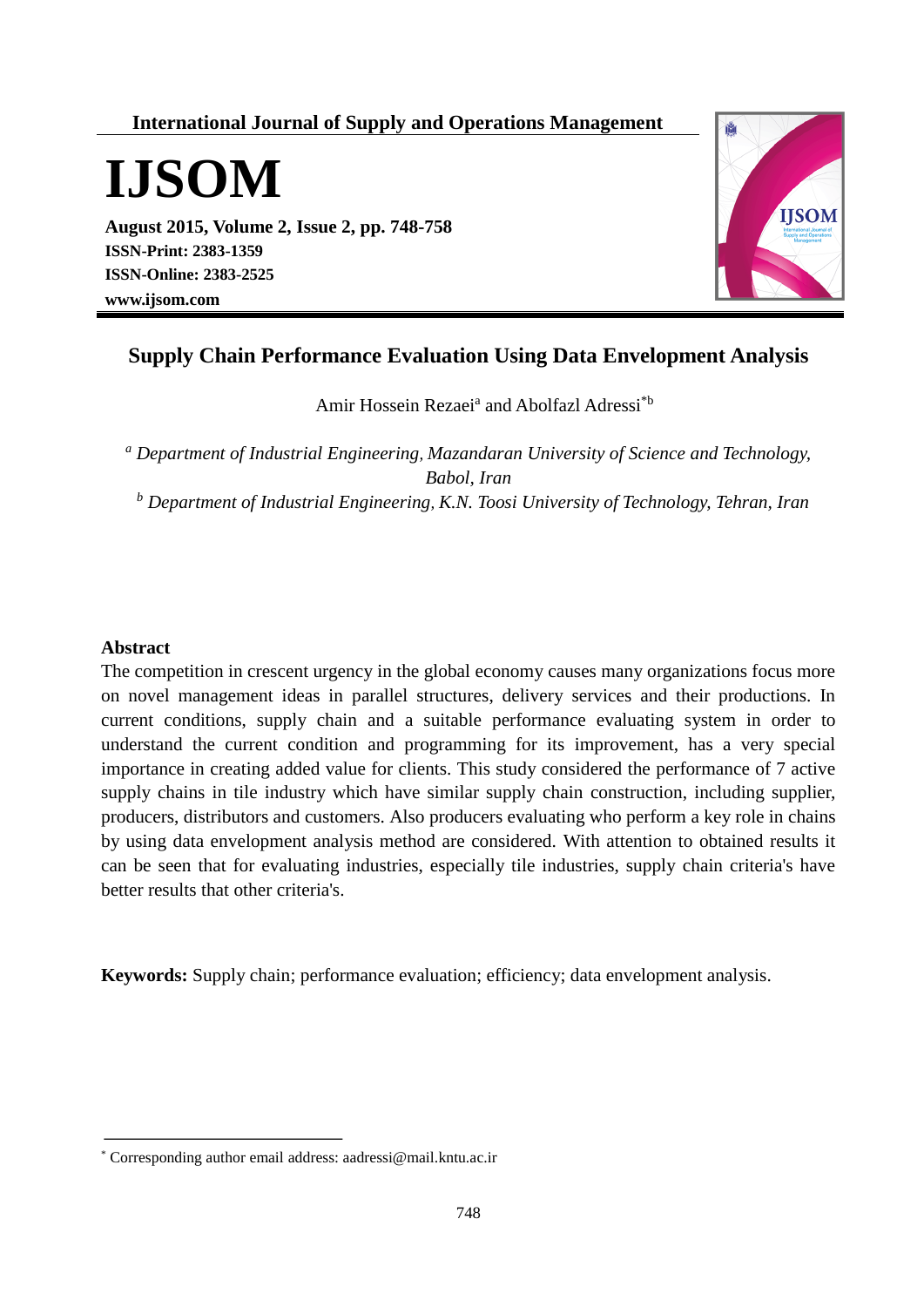International Journal of Supply and Operations Management

# IJSOM

**August 2015, Volume 2, Issue 2, pp. 748-758**
**ISSN-Print: 2383-1359**
**ISSN-Online: 2383-2525**
**www.ijsom.com**

## Supply Chain Performance Evaluation Using Data Envelopment Analysis

Amir Hossein Rezaei[a] and Abolfazl Adressi[*b]

[a] *Department of Industrial Engineering, Mazandaran University of Science and Technology, Babol, Iran*

[b] *Department of Industrial Engineering, K.N. Toosi University of Technology, Tehran, Iran*

### Abstract

The competition in crescent urgency in the global economy causes many organizations focus more on novel management ideas in parallel structures, delivery services and their productions. In current conditions, supply chain and a suitable performance evaluating system in order to understand the current condition and programming for its improvement, has a very special importance in creating added value for clients. This study considered the performance of 7 active supply chains in tile industry which have similar supply chain construction, including supplier, producers, distributors and customers. Also producers evaluating who perform a key role in chains by using data envelopment analysis method are considered. With attention to obtained results it can be seen that for evaluating industries, especially tile industries, supply chain criteria's have better results that other criteria's.

**Keywords:** Supply chain; performance evaluation; efficiency; data envelopment analysis.

[*] Corresponding author email address: aadressi@mail.kntu.ac.ir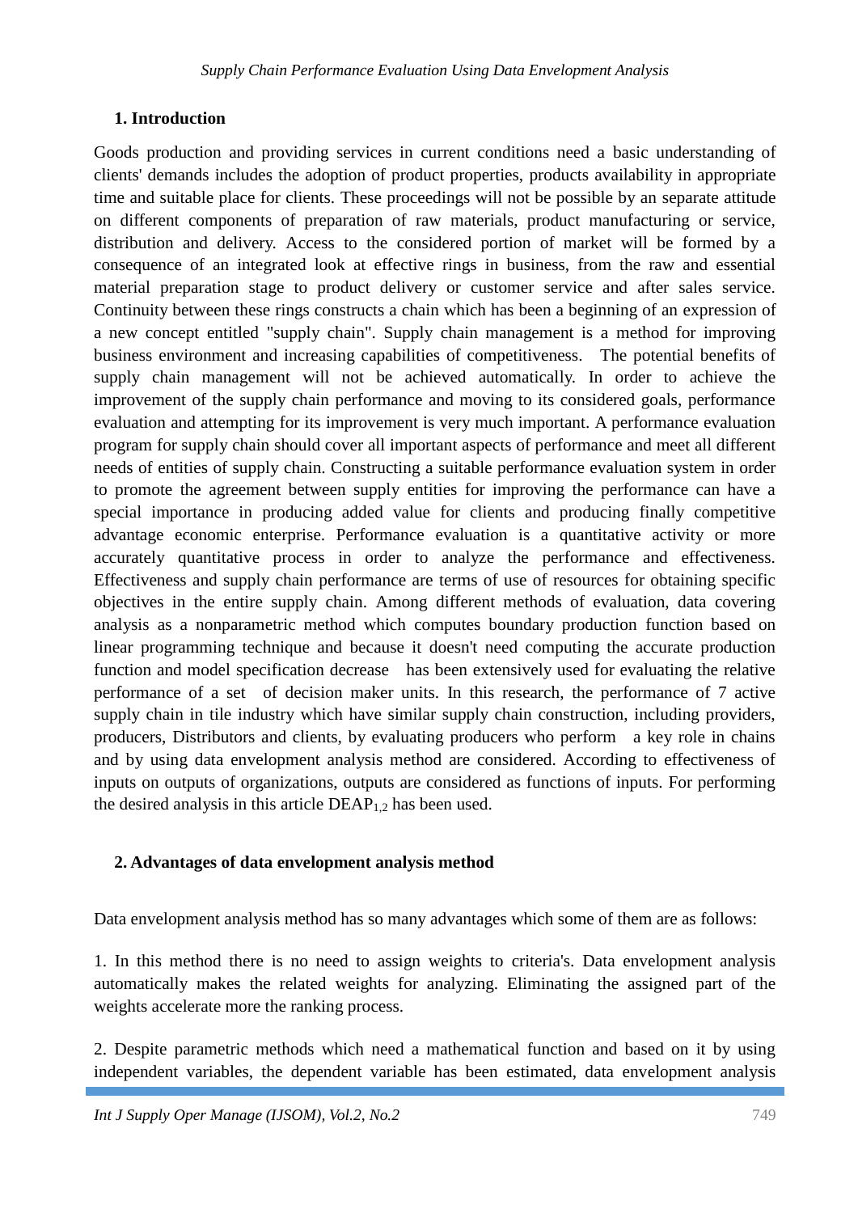## 1. Introduction

Goods production and providing services in current conditions need a basic understanding of clients' demands includes the adoption of product properties, products availability in appropriate time and suitable place for clients. These proceedings will not be possible by an separate attitude on different components of preparation of raw materials, product manufacturing or service, distribution and delivery. Access to the considered portion of market will be formed by a consequence of an integrated look at effective rings in business, from the raw and essential material preparation stage to product delivery or customer service and after sales service. Continuity between these rings constructs a chain which has been a beginning of an expression of a new concept entitled "supply chain". Supply chain management is a method for improving business environment and increasing capabilities of competitiveness. The potential benefits of supply chain management will not be achieved automatically. In order to achieve the improvement of the supply chain performance and moving to its considered goals, performance evaluation and attempting for its improvement is very much important. A performance evaluation program for supply chain should cover all important aspects of performance and meet all different needs of entities of supply chain. Constructing a suitable performance evaluation system in order to promote the agreement between supply entities for improving the performance can have a special importance in producing added value for clients and producing finally competitive advantage economic enterprise. Performance evaluation is a quantitative activity or more accurately quantitative process in order to analyze the performance and effectiveness. Effectiveness and supply chain performance are terms of use of resources for obtaining specific objectives in the entire supply chain. Among different methods of evaluation, data covering analysis as a nonparametric method which computes boundary production function based on linear programming technique and because it doesn't need computing the accurate production function and model specification decrease has been extensively used for evaluating the relative performance of a set of decision maker units. In this research, the performance of 7 active supply chain in tile industry which have similar supply chain construction, including providers, producers, Distributors and clients, by evaluating producers who perform a key role in chains and by using data envelopment analysis method are considered. According to effectiveness of inputs on outputs of organizations, outputs are considered as functions of inputs. For performing the desired analysis in this article DEAP[1,2] has been used.

## 2. Advantages of data envelopment analysis method

Data envelopment analysis method has so many advantages which some of them are as follows:

1. In this method there is no need to assign weights to criteria's. Data envelopment analysis automatically makes the related weights for analyzing. Eliminating the assigned part of the weights accelerate more the ranking process.

2. Despite parametric methods which need a mathematical function and based on it by using independent variables, the dependent variable has been estimated, data envelopment analysis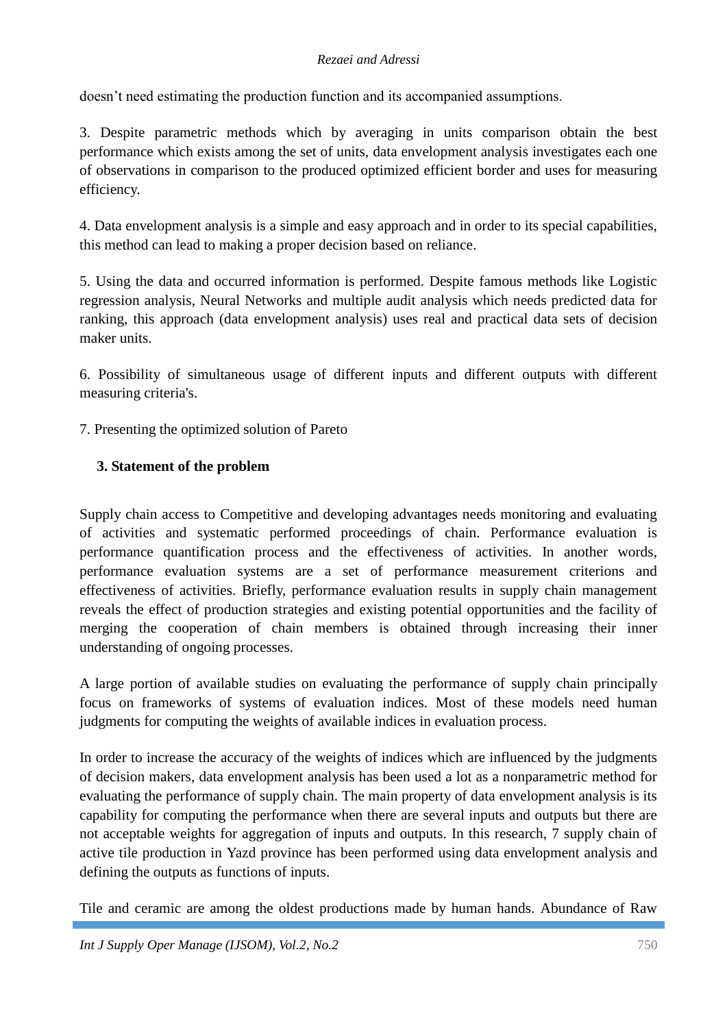doesn’t need estimating the production function and its accompanied assumptions.

3. Despite parametric methods which by averaging in units comparison obtain the best performance which exists among the set of units, data envelopment analysis investigates each one of observations in comparison to the produced optimized efficient border and uses for measuring efficiency.

4. Data envelopment analysis is a simple and easy approach and in order to its special capabilities, this method can lead to making a proper decision based on reliance.

5. Using the data and occurred information is performed. Despite famous methods like Logistic regression analysis, Neural Networks and multiple audit analysis which needs predicted data for ranking, this approach (data envelopment analysis) uses real and practical data sets of decision maker units.

6. Possibility of simultaneous usage of different inputs and different outputs with different measuring criteria's.

7. Presenting the optimized solution of Pareto

## 3. Statement of the problem

Supply chain access to Competitive and developing advantages needs monitoring and evaluating of activities and systematic performed proceedings of chain. Performance evaluation is performance quantification process and the effectiveness of activities. In another words, performance evaluation systems are a set of performance measurement criterions and effectiveness of activities. Briefly, performance evaluation results in supply chain management reveals the effect of production strategies and existing potential opportunities and the facility of merging the cooperation of chain members is obtained through increasing their inner understanding of ongoing processes.

A large portion of available studies on evaluating the performance of supply chain principally focus on frameworks of systems of evaluation indices. Most of these models need human judgments for computing the weights of available indices in evaluation process.

In order to increase the accuracy of the weights of indices which are influenced by the judgments of decision makers, data envelopment analysis has been used a lot as a nonparametric method for evaluating the performance of supply chain. The main property of data envelopment analysis is its capability for computing the performance when there are several inputs and outputs but there are not acceptable weights for aggregation of inputs and outputs. In this research, 7 supply chain of active tile production in Yazd province has been performed using data envelopment analysis and defining the outputs as functions of inputs.

Tile and ceramic are among the oldest productions made by human hands. Abundance of Raw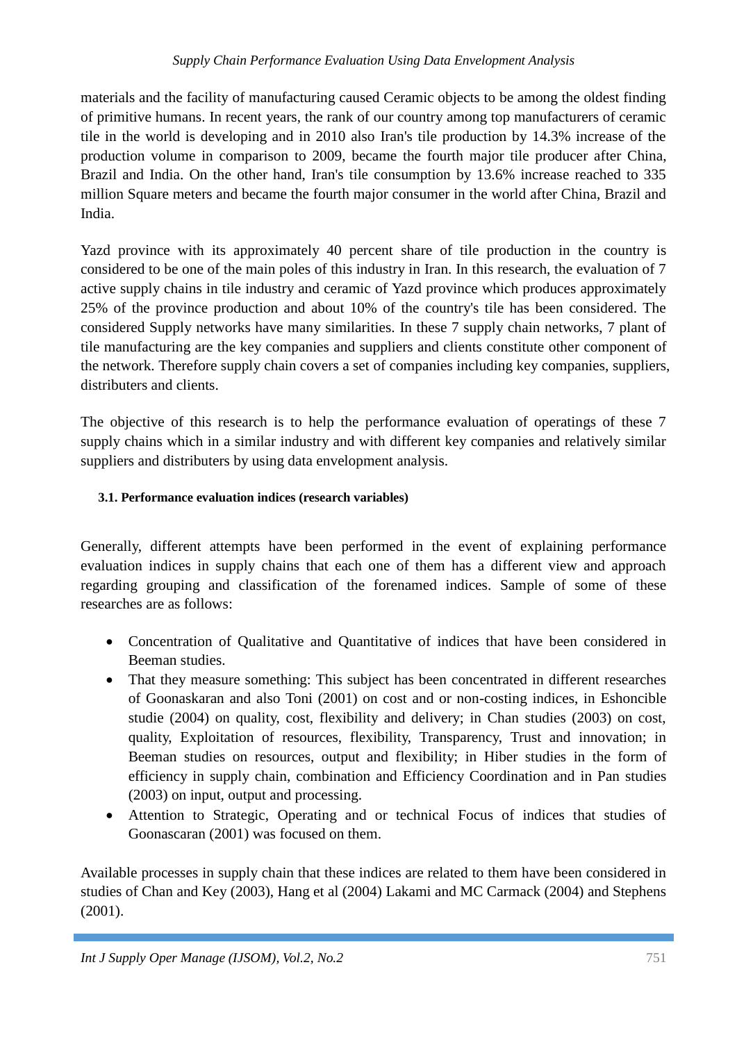materials and the facility of manufacturing caused Ceramic objects to be among the oldest finding of primitive humans. In recent years, the rank of our country among top manufacturers of ceramic tile in the world is developing and in 2010 also Iran's tile production by 14.3% increase of the production volume in comparison to 2009, became the fourth major tile producer after China, Brazil and India. On the other hand, Iran's tile consumption by 13.6% increase reached to 335 million Square meters and became the fourth major consumer in the world after China, Brazil and India.

Yazd province with its approximately 40 percent share of tile production in the country is considered to be one of the main poles of this industry in Iran. In this research, the evaluation of 7 active supply chains in tile industry and ceramic of Yazd province which produces approximately 25% of the province production and about 10% of the country's tile has been considered. The considered Supply networks have many similarities. In these 7 supply chain networks, 7 plant of tile manufacturing are the key companies and suppliers and clients constitute other component of the network. Therefore supply chain covers a set of companies including key companies, suppliers, distributers and clients.

The objective of this research is to help the performance evaluation of operatings of these 7 supply chains which in a similar industry and with different key companies and relatively similar suppliers and distributers by using data envelopment analysis.

### 3.1. Performance evaluation indices (research variables)

Generally, different attempts have been performed in the event of explaining performance evaluation indices in supply chains that each one of them has a different view and approach regarding grouping and classification of the forenamed indices. Sample of some of these researches are as follows:

- Concentration of Qualitative and Quantitative of indices that have been considered in Beeman studies.
- That they measure something: This subject has been concentrated in different researches of Goonaskaran and also Toni (2001) on cost and or non-costing indices, in Eshoncible studie (2004) on quality, cost, flexibility and delivery; in Chan studies (2003) on cost, quality, Exploitation of resources, flexibility, Transparency, Trust and innovation; in Beeman studies on resources, output and flexibility; in Hiber studies in the form of efficiency in supply chain, combination and Efficiency Coordination and in Pan studies (2003) on input, output and processing.
- Attention to Strategic, Operating and or technical Focus of indices that studies of Goonascaran (2001) was focused on them.

Available processes in supply chain that these indices are related to them have been considered in studies of Chan and Key (2003), Hang et al (2004) Lakami and MC Carmack (2004) and Stephens (2001).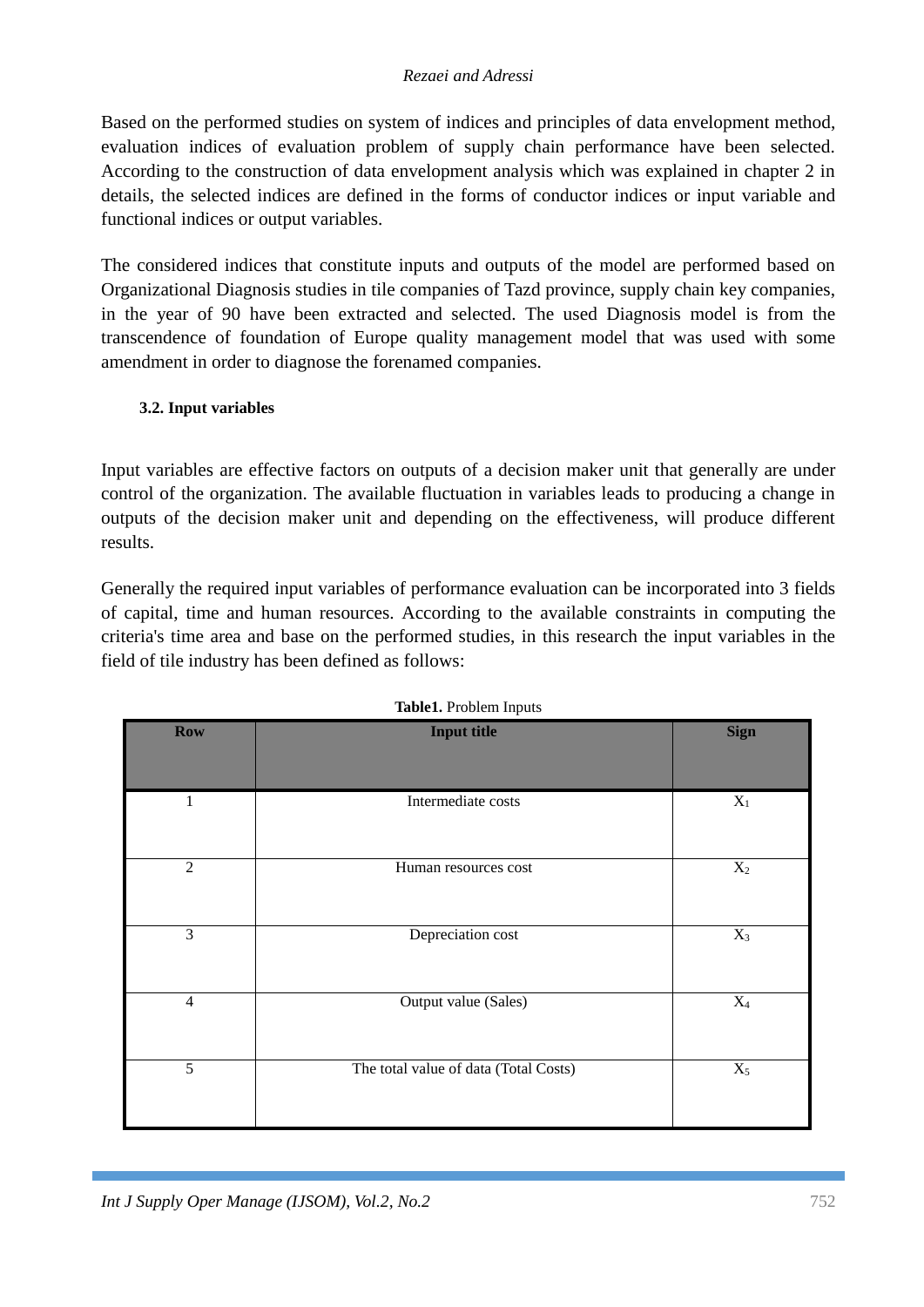Based on the performed studies on system of indices and principles of data envelopment method, evaluation indices of evaluation problem of supply chain performance have been selected. According to the construction of data envelopment analysis which was explained in chapter 2 in details, the selected indices are defined in the forms of conductor indices or input variable and functional indices or output variables.

The considered indices that constitute inputs and outputs of the model are performed based on Organizational Diagnosis studies in tile companies of Tazd province, supply chain key companies, in the year of 90 have been extracted and selected. The used Diagnosis model is from the transcendence of foundation of Europe quality management model that was used with some amendment in order to diagnose the forenamed companies.

### 3.2. Input variables

Input variables are effective factors on outputs of a decision maker unit that generally are under control of the organization. The available fluctuation in variables leads to producing a change in outputs of the decision maker unit and depending on the effectiveness, will produce different results.

Generally the required input variables of performance evaluation can be incorporated into 3 fields of capital, time and human resources. According to the available constraints in computing the criteria's time area and base on the performed studies, in this research the input variables in the field of tile industry has been defined as follows:

**Table1.** Problem Inputs

| Row | Input title | Sign |
|---|---|---|
| 1 | Intermediate costs | $X_1$ |
| 2 | Human resources cost | $X_2$ |
| 3 | Depreciation cost | $X_3$ |
| 4 | Output value (Sales) | $X_4$ |
| 5 | The total value of data (Total Costs) | $X_5$ |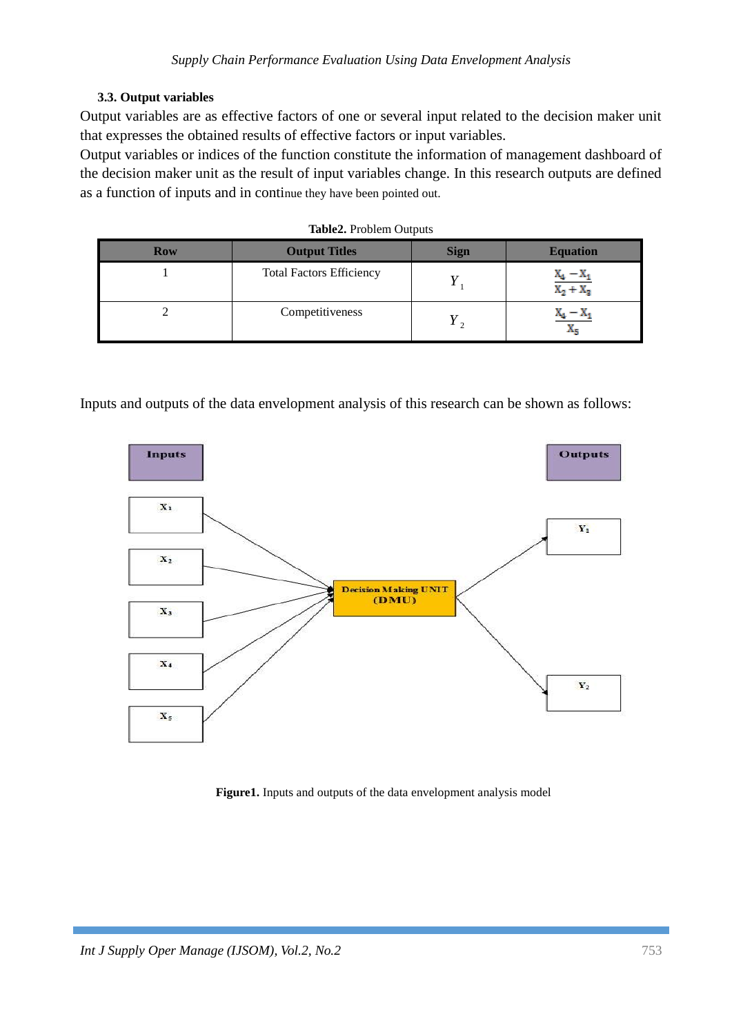### 3.3. Output variables

Output variables are as effective factors of one or several input related to the decision maker unit that expresses the obtained results of effective factors or input variables.

Output variables or indices of the function constitute the information of management dashboard of the decision maker unit as the result of input variables change. In this research outputs are defined as a function of inputs and in continue they have been pointed out.

**Table2.** Problem Outputs

| Row | Output Titles | Sign | Equation |
|---|---|---|---|
| 1 | Total Factors Efficiency | $Y_1$ | $\frac{X_4 - X_1}{X_2 + X_3}$ |
| 2 | Competitiveness | $Y_2$ | $\frac{X_4 - X_1}{X_5}$ |

Inputs and outputs of the data envelopment analysis of this research can be shown as follows:

| Inputs | | Outputs |
|---|---|---|
| $X_1$ | Decision Making UNIT (DMU) | $Y_1$ |
| $X_2$ | | $Y_2$ |
| $X_3$ | | |
| $X_4$ | | |
| $X_5$ | | |

**Figure1.** Inputs and outputs of the data envelopment analysis model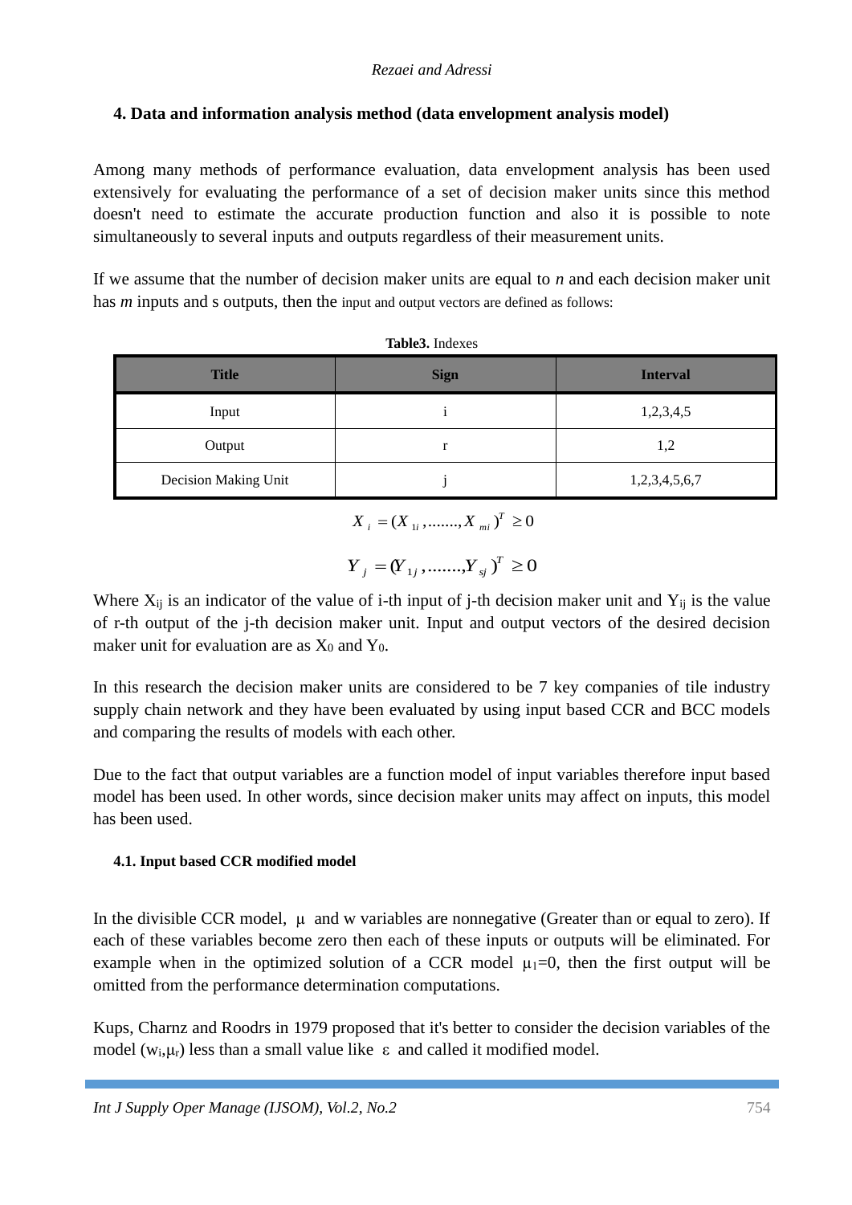## 4. Data and information analysis method (data envelopment analysis model)

Among many methods of performance evaluation, data envelopment analysis has been used extensively for evaluating the performance of a set of decision maker units since this method doesn't need to estimate the accurate production function and also it is possible to note simultaneously to several inputs and outputs regardless of their measurement units.

If we assume that the number of decision maker units are equal to *n* and each decision maker unit has *m* inputs and s outputs, then the input and output vectors are defined as follows:

**Table3.** Indexes

| Title | Sign | Interval |
|---|---|---|
| Input | i | 1,2,3,4,5 |
| Output | r | 1,2 |
| Decision Making Unit | j | 1,2,3,4,5,6,7 |

$$X_i = (X_{1i}, ......., X_{mi})^T \geq 0$$

$$Y_j = (Y_{1j}, ......., Y_{sj})^T \geq 0$$

Where $X_{ij}$ is an indicator of the value of i-th input of j-th decision maker unit and $Y_{ij}$ is the value of r-th output of the j-th decision maker unit. Input and output vectors of the desired decision maker unit for evaluation are as $X_0$ and $Y_0$.

In this research the decision maker units are considered to be 7 key companies of tile industry supply chain network and they have been evaluated by using input based CCR and BCC models and comparing the results of models with each other.

Due to the fact that output variables are a function model of input variables therefore input based model has been used. In other words, since decision maker units may affect on inputs, this model has been used.

### 4.1. Input based CCR modified model

In the divisible CCR model, $\mu$ and w variables are nonnegative (Greater than or equal to zero). If each of these variables become zero then each of these inputs or outputs will be eliminated. For example when in the optimized solution of a CCR model $\mu_1=0$, then the first output will be omitted from the performance determination computations.

Kups, Charnz and Roodrs in 1979 proposed that it's better to consider the decision variables of the model ($w_i, \mu_r$) less than a small value like $\varepsilon$ and called it modified model.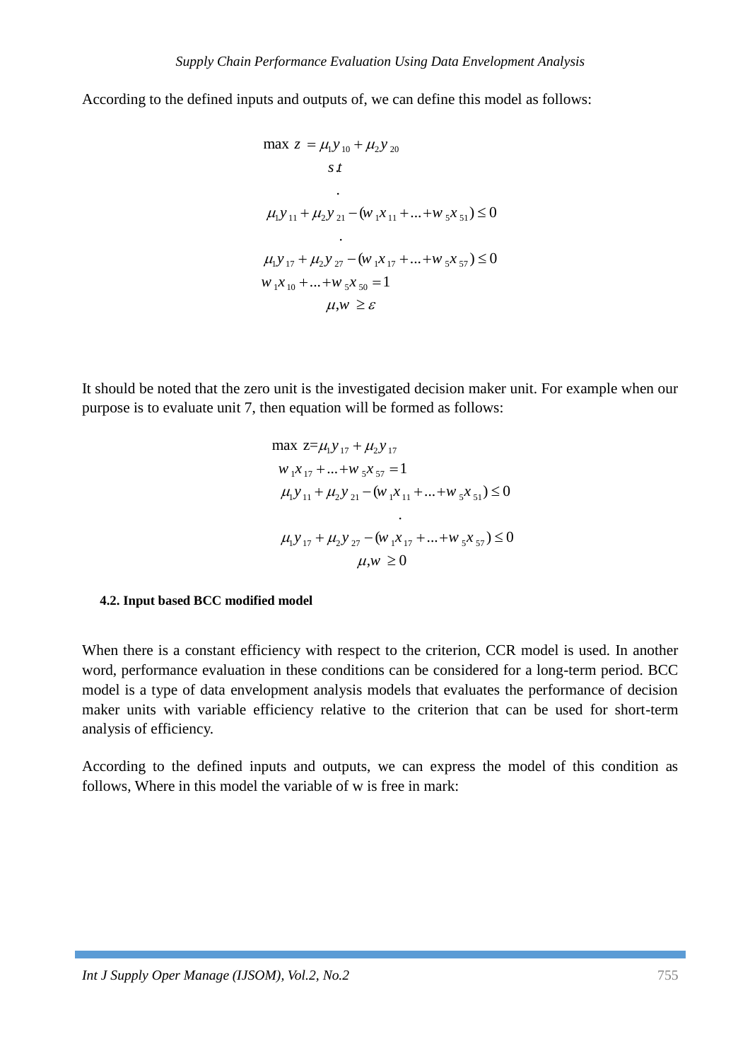According to the defined inputs and outputs of, we can define this model as follows:

$$
\begin{aligned}
\max\ z &= \mu_1 y_{10} + \mu_2 y_{20} \\
& s.t \\
& . \\
\mu_1 y_{11} + \mu_2 y_{21} &- (w_1 x_{11} + ... + w_5 x_{51}) \leq 0 \\
& . \\
\mu_1 y_{17} + \mu_2 y_{27} &- (w_1 x_{17} + ... + w_5 x_{57}) \leq 0 \\
w_1 x_{10} + ... + w_5 x_{50} &= 1 \\
\mu, w &\geq \varepsilon
\end{aligned}
$$

It should be noted that the zero unit is the investigated decision maker unit. For example when our purpose is to evaluate unit 7, then equation will be formed as follows:

$$
\begin{aligned}
\max\ z &= \mu_1 y_{17} + \mu_2 y_{17} \\
w_1 x_{17} + ... + w_5 x_{57} &= 1 \\
\mu_1 y_{11} + \mu_2 y_{21} &- (w_1 x_{11} + ... + w_5 x_{51}) \leq 0 \\
& . \\
\mu_1 y_{17} + \mu_2 y_{27} &- (w_1 x_{17} + ... + w_5 x_{57}) \leq 0 \\
\mu, w &\geq 0
\end{aligned}
$$

### 4.2. Input based BCC modified model

When there is a constant efficiency with respect to the criterion, CCR model is used. In another word, performance evaluation in these conditions can be considered for a long-term period. BCC model is a type of data envelopment analysis models that evaluates the performance of decision maker units with variable efficiency relative to the criterion that can be used for short-term analysis of efficiency.

According to the defined inputs and outputs, we can express the model of this condition as follows, Where in this model the variable of w is free in mark: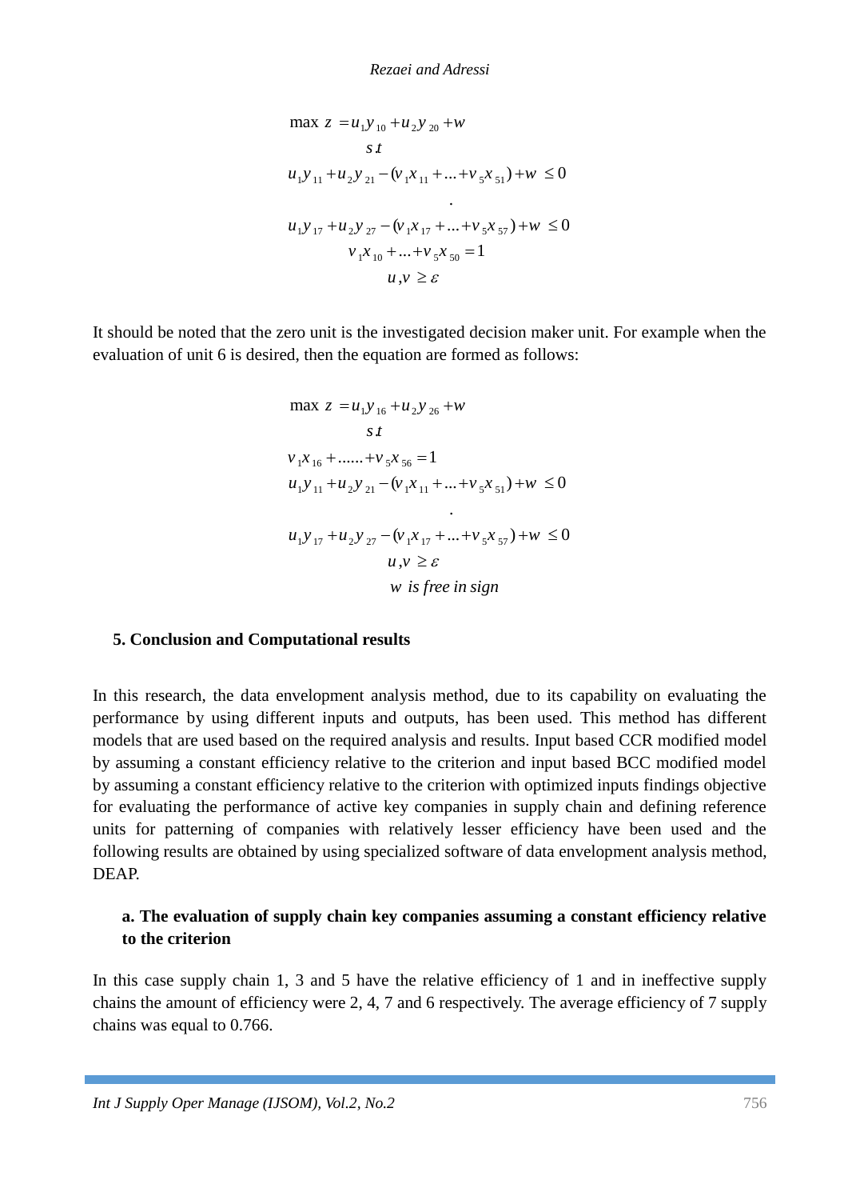$$
\begin{aligned}
&\max \ z = u_1 y_{10} + u_2 y_{20} + w \\
&\qquad s.t \\
&u_1 y_{11} + u_2 y_{21} - (v_1 x_{11} + \ldots + v_5 x_{51}) + w \le 0 \\
&\qquad \vdots \\
&u_1 y_{17} + u_2 y_{27} - (v_1 x_{17} + \ldots + v_5 x_{57}) + w \le 0 \\
&v_1 x_{10} + \ldots + v_5 x_{50} = 1 \\
&u, v \ge \varepsilon
\end{aligned}
$$

It should be noted that the zero unit is the investigated decision maker unit. For example when the evaluation of unit 6 is desired, then the equation are formed as follows:

$$
\begin{aligned}
&\max \ z = u_1 y_{16} + u_2 y_{26} + w \\
&\qquad s.t \\
&v_1 x_{16} + \ldots\ldots + v_5 x_{56} = 1 \\
&u_1 y_{11} + u_2 y_{21} - (v_1 x_{11} + \ldots + v_5 x_{51}) + w \le 0 \\
&\qquad \vdots \\
&u_1 y_{17} + u_2 y_{27} - (v_1 x_{17} + \ldots + v_5 x_{57}) + w \le 0 \\
&u, v \ge \varepsilon \\
&w \ \text{is free in sign}
\end{aligned}
$$

## 5. Conclusion and Computational results

In this research, the data envelopment analysis method, due to its capability on evaluating the performance by using different inputs and outputs, has been used. This method has different models that are used based on the required analysis and results. Input based CCR modified model by assuming a constant efficiency relative to the criterion and input based BCC modified model by assuming a constant efficiency relative to the criterion with optimized inputs findings objective for evaluating the performance of active key companies in supply chain and defining reference units for patterning of companies with relatively lesser efficiency have been used and the following results are obtained by using specialized software of data envelopment analysis method, DEAP.

### a. The evaluation of supply chain key companies assuming a constant efficiency relative to the criterion

In this case supply chain 1, 3 and 5 have the relative efficiency of 1 and in ineffective supply chains the amount of efficiency were 2, 4, 7 and 6 respectively. The average efficiency of 7 supply chains was equal to 0.766.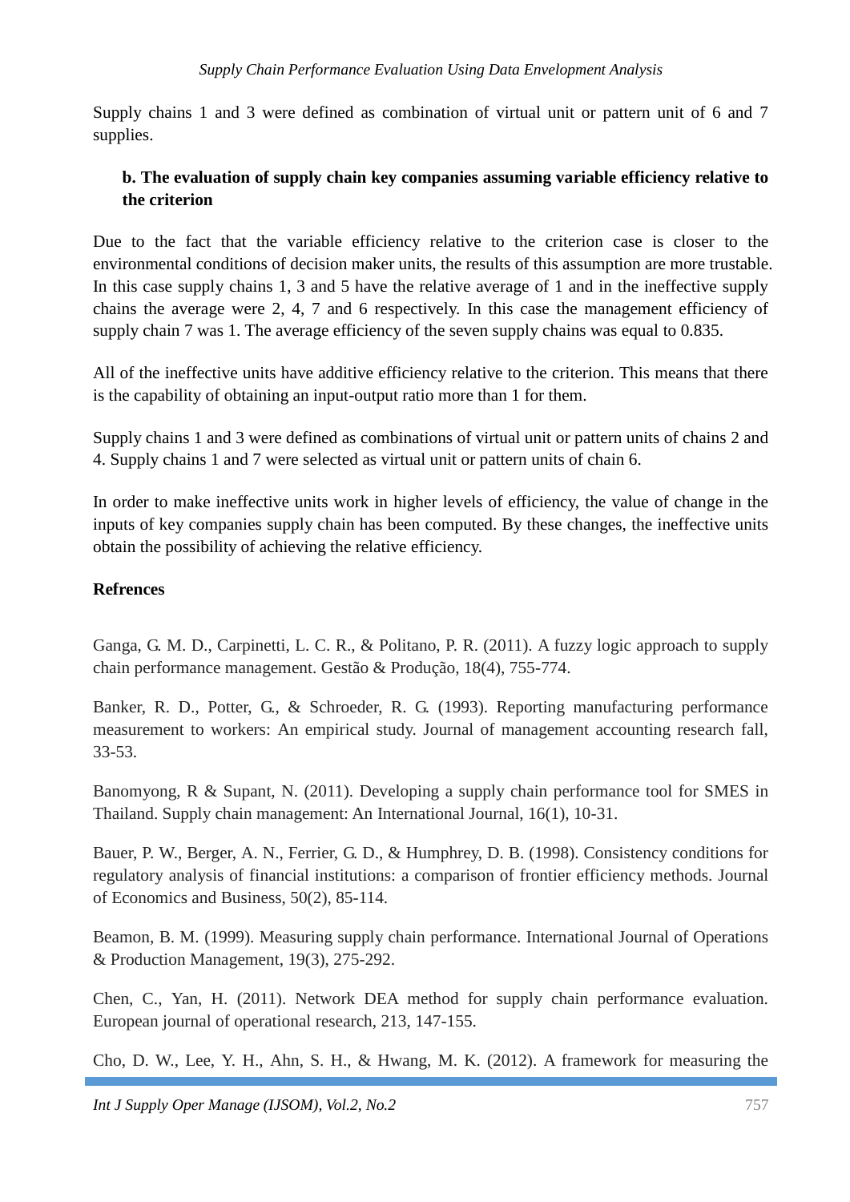Supply chains 1 and 3 were defined as combination of virtual unit or pattern unit of 6 and 7 supplies.

### b. The evaluation of supply chain key companies assuming variable efficiency relative to the criterion

Due to the fact that the variable efficiency relative to the criterion case is closer to the environmental conditions of decision maker units, the results of this assumption are more trustable. In this case supply chains 1, 3 and 5 have the relative average of 1 and in the ineffective supply chains the average were 2, 4, 7 and 6 respectively. In this case the management efficiency of supply chain 7 was 1. The average efficiency of the seven supply chains was equal to 0.835.

All of the ineffective units have additive efficiency relative to the criterion. This means that there is the capability of obtaining an input-output ratio more than 1 for them.

Supply chains 1 and 3 were defined as combinations of virtual unit or pattern units of chains 2 and 4. Supply chains 1 and 7 were selected as virtual unit or pattern units of chain 6.

In order to make ineffective units work in higher levels of efficiency, the value of change in the inputs of key companies supply chain has been computed. By these changes, the ineffective units obtain the possibility of achieving the relative efficiency.

## Refrences

Ganga, G. M. D., Carpinetti, L. C. R., & Politano, P. R. (2011). A fuzzy logic approach to supply chain performance management. Gestão & Produção, 18(4), 755-774.

Banker, R. D., Potter, G., & Schroeder, R. G. (1993). Reporting manufacturing performance measurement to workers: An empirical study. Journal of management accounting research fall, 33-53.

Banomyong, R & Supant, N. (2011). Developing a supply chain performance tool for SMES in Thailand. Supply chain management: An International Journal, 16(1), 10-31.

Bauer, P. W., Berger, A. N., Ferrier, G. D., & Humphrey, D. B. (1998). Consistency conditions for regulatory analysis of financial institutions: a comparison of frontier efficiency methods. Journal of Economics and Business, 50(2), 85-114.

Beamon, B. M. (1999). Measuring supply chain performance. International Journal of Operations & Production Management, 19(3), 275-292.

Chen, C., Yan, H. (2011). Network DEA method for supply chain performance evaluation. European journal of operational research, 213, 147-155.

Cho, D. W., Lee, Y. H., Ahn, S. H., & Hwang, M. K. (2012). A framework for measuring the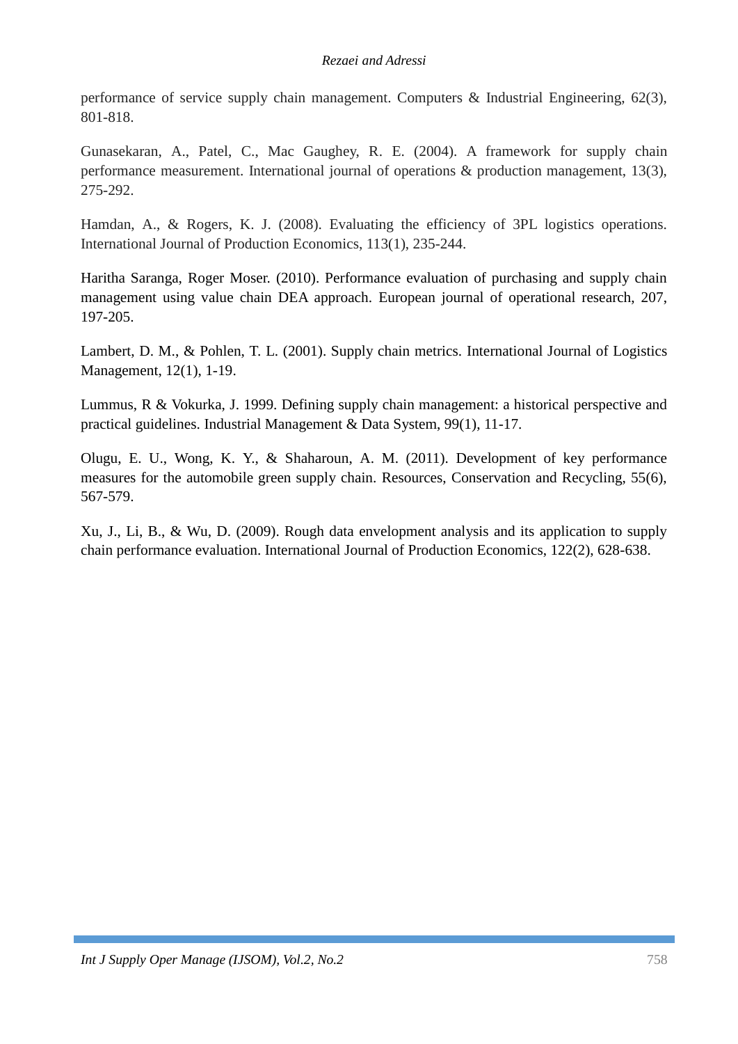performance of service supply chain management. Computers & Industrial Engineering, 62(3), 801-818.

Gunasekaran, A., Patel, C., Mac Gaughey, R. E. (2004). A framework for supply chain performance measurement. International journal of operations & production management, 13(3), 275-292.

Hamdan, A., & Rogers, K. J. (2008). Evaluating the efficiency of 3PL logistics operations. International Journal of Production Economics, 113(1), 235-244.

Haritha Saranga, Roger Moser. (2010). Performance evaluation of purchasing and supply chain management using value chain DEA approach. European journal of operational research, 207, 197-205.

Lambert, D. M., & Pohlen, T. L. (2001). Supply chain metrics. International Journal of Logistics Management, 12(1), 1-19.

Lummus, R & Vokurka, J. 1999. Defining supply chain management: a historical perspective and practical guidelines. Industrial Management & Data System, 99(1), 11-17.

Olugu, E. U., Wong, K. Y., & Shaharoun, A. M. (2011). Development of key performance measures for the automobile green supply chain. Resources, Conservation and Recycling, 55(6), 567-579.

Xu, J., Li, B., & Wu, D. (2009). Rough data envelopment analysis and its application to supply chain performance evaluation. International Journal of Production Economics, 122(2), 628-638.